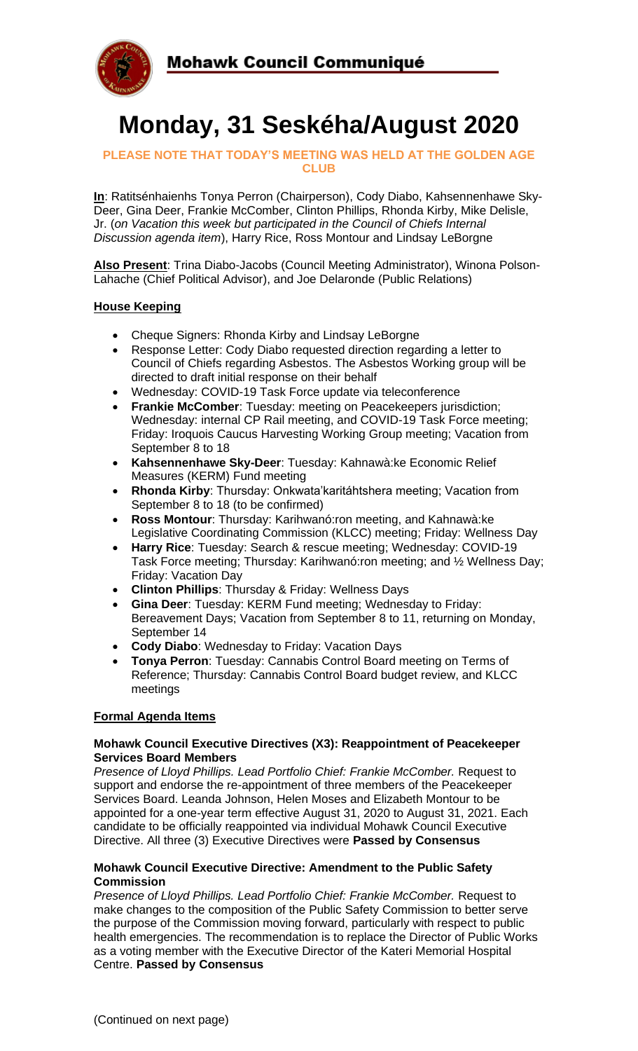# Mohawk Council Communiqué

# Monday, 31 Seskéha/August 2020

**PLEASE NOTE THAT TODAY'S MEETING WAS HELD AT THE GOLDEN AGE CLUB**

**In**: Ratitsénhaienhs Tonya Perron (Chairperson), Cody Diabo, Kahsennenhawe Sky-Deer, Gina Deer, Frankie McComber, Clinton Phillips, Rhonda Kirby, Mike Delisle, Jr. (*on Vacation this week but participated in the Council of Chiefs Internal Discussion agenda item*), Harry Rice, Ross Montour and Lindsay LeBorgne

**Also Present**: Trina Diabo-Jacobs (Council Meeting Administrator), Winona Polson-Lahache (Chief Political Advisor), and Joe Delaronde (Public Relations)

## House Keeping

- Cheque Signers: Rhonda Kirby and Lindsay LeBorgne
- Response Letter: Cody Diabo requested direction regarding a letter to Council of Chiefs regarding Asbestos. The Asbestos Working group will be directed to draft initial response on their behalf
- Wednesday: COVID-19 Task Force update via teleconference
- **Frankie McComber**: Tuesday: meeting on Peacekeepers jurisdiction; Wednesday: internal CP Rail meeting, and COVID-19 Task Force meeting; Friday: Iroquois Caucus Harvesting Working Group meeting; Vacation from September 8 to 18
- **Kahsennenhawe Sky-Deer**: Tuesday: Kahnawà:ke Economic Relief Measures (KERM) Fund meeting
- **Rhonda Kirby**: Thursday: Onkwata'karitáhtshera meeting; Vacation from September 8 to 18 (to be confirmed)
- **Ross Montour**: Thursday: Karihwanó:ron meeting, and Kahnawà:ke Legislative Coordinating Commission (KLCC) meeting; Friday: Wellness Day
- **Harry Rice**: Tuesday: Search & rescue meeting; Wednesday: COVID-19 Task Force meeting; Thursday: Karihwanó:ron meeting; and ½ Wellness Day; Friday: Vacation Day
- **Clinton Phillips**: Thursday & Friday: Wellness Days
- **Gina Deer**: Tuesday: KERM Fund meeting; Wednesday to Friday: Bereavement Days; Vacation from September 8 to 11, returning on Monday, September 14
- **Cody Diabo**: Wednesday to Friday: Vacation Days
- **Tonya Perron**: Tuesday: Cannabis Control Board meeting on Terms of Reference; Thursday: Cannabis Control Board budget review, and KLCC meetings

## Formal Agenda Items

### Mohawk Council Executive Directives (X3): Reappointment of Peacekeeper Services Board Members

*Presence of Lloyd Phillips. Lead Portfolio Chief: Frankie McComber.* Request to support and endorse the re-appointment of three members of the Peacekeeper Services Board. Leanda Johnson, Helen Moses and Elizabeth Montour to be appointed for a one-year term effective August 31, 2020 to August 31, 2021. Each candidate to be officially reappointed via individual Mohawk Council Executive Directive. All three (3) Executive Directives were **Passed by Consensus**

### Mohawk Council Executive Directive: Amendment to the Public Safety Commission

*Presence of Lloyd Phillips. Lead Portfolio Chief: Frankie McComber.* Request to make changes to the composition of the Public Safety Commission to better serve the purpose of the Commission moving forward, particularly with respect to public health emergencies. The recommendation is to replace the Director of Public Works as a voting member with the Executive Director of the Kateri Memorial Hospital Centre. **Passed by Consensus**

(Continued on next page)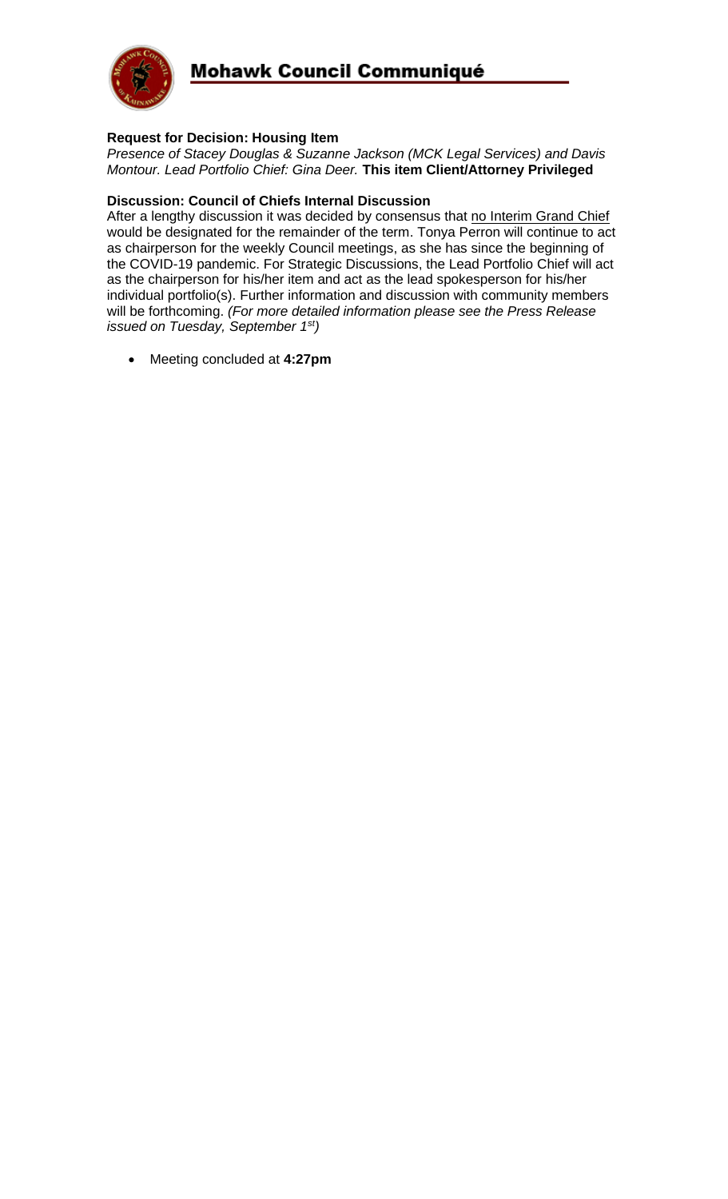**Request for Decision: Housing Item**
*Presence of Stacey Douglas & Suzanne Jackson (MCK Legal Services) and Davis Montour. Lead Portfolio Chief: Gina Deer.* **This item Client/Attorney Privileged**

**Discussion: Council of Chiefs Internal Discussion**
After a lengthy discussion it was decided by consensus that no Interim Grand Chief would be designated for the remainder of the term. Tonya Perron will continue to act as chairperson for the weekly Council meetings, as she has since the beginning of the COVID-19 pandemic. For Strategic Discussions, the Lead Portfolio Chief will act as the chairperson for his/her item and act as the lead spokesperson for his/her individual portfolio(s). Further information and discussion with community members will be forthcoming. *(For more detailed information please see the Press Release issued on Tuesday, September 1st)*

- Meeting concluded at **4:27pm**